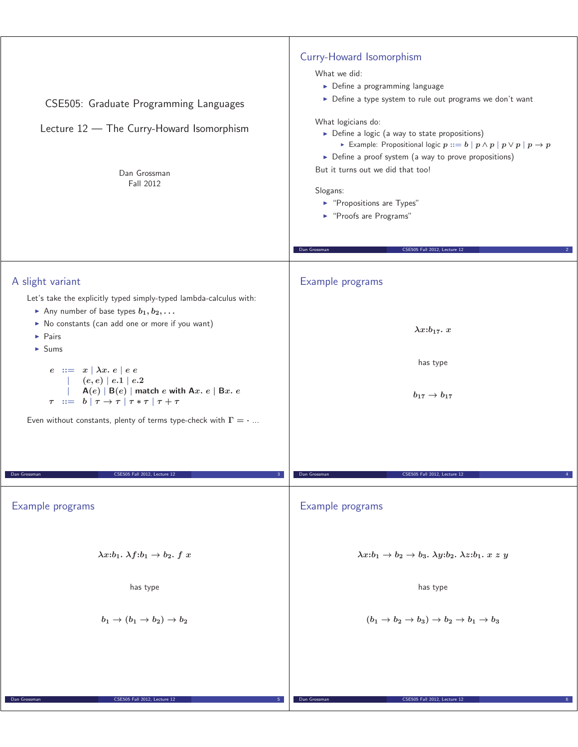# CSE505: Graduate Programming Languages

## Lecture 12 — The Curry-Howard Isomorphism

Dan Grossman
Fall 2012

## Curry-Howard Isomorphism

What we did:

- Define a programming language
- Define a type system to rule out programs we don't want

What logicians do:

- Define a logic (a way to state propositions)
  - Example: Propositional logic $p ::= b \mid p \wedge p \mid p \vee p \mid p \rightarrow p$
- Define a proof system (a way to prove propositions)

But it turns out we did that too!

Slogans:

- "Propositions are Types"
- "Proofs are Programs"

## A slight variant

Let's take the explicitly typed simply-typed lambda-calculus with:

- Any number of base types $b_1, b_2, \ldots$
- No constants (can add one or more if you want)
- Pairs
- Sums

$$\begin{array}{rcl} e & ::= & x \mid \lambda x.\ e \mid e\ e \\ & \mid & (e, e) \mid e.1 \mid e.2 \\ & \mid & \mathsf{A}(e) \mid \mathsf{B}(e) \mid \textbf{match } e \textbf{ with } \mathsf{A}x.\ e \mid \mathsf{B}x.\ e \\ \tau & ::= & b \mid \tau \rightarrow \tau \mid \tau * \tau \mid \tau + \tau \end{array}$$

Even without constants, plenty of terms type-check with $\Gamma = \cdot$ ...

## Example programs

$$\lambda x{:}b_{17}.\ x$$

has type

$$b_{17} \rightarrow b_{17}$$

## Example programs

$$\lambda x{:}b_1.\ \lambda f{:}b_1 \rightarrow b_2.\ f\ x$$

has type

$$b_1 \rightarrow (b_1 \rightarrow b_2) \rightarrow b_2$$

## Example programs

$$\lambda x{:}b_1 \rightarrow b_2 \rightarrow b_3.\ \lambda y{:}b_2.\ \lambda z{:}b_1.\ x\ z\ y$$

has type

$$(b_1 \rightarrow b_2 \rightarrow b_3) \rightarrow b_2 \rightarrow b_1 \rightarrow b_3$$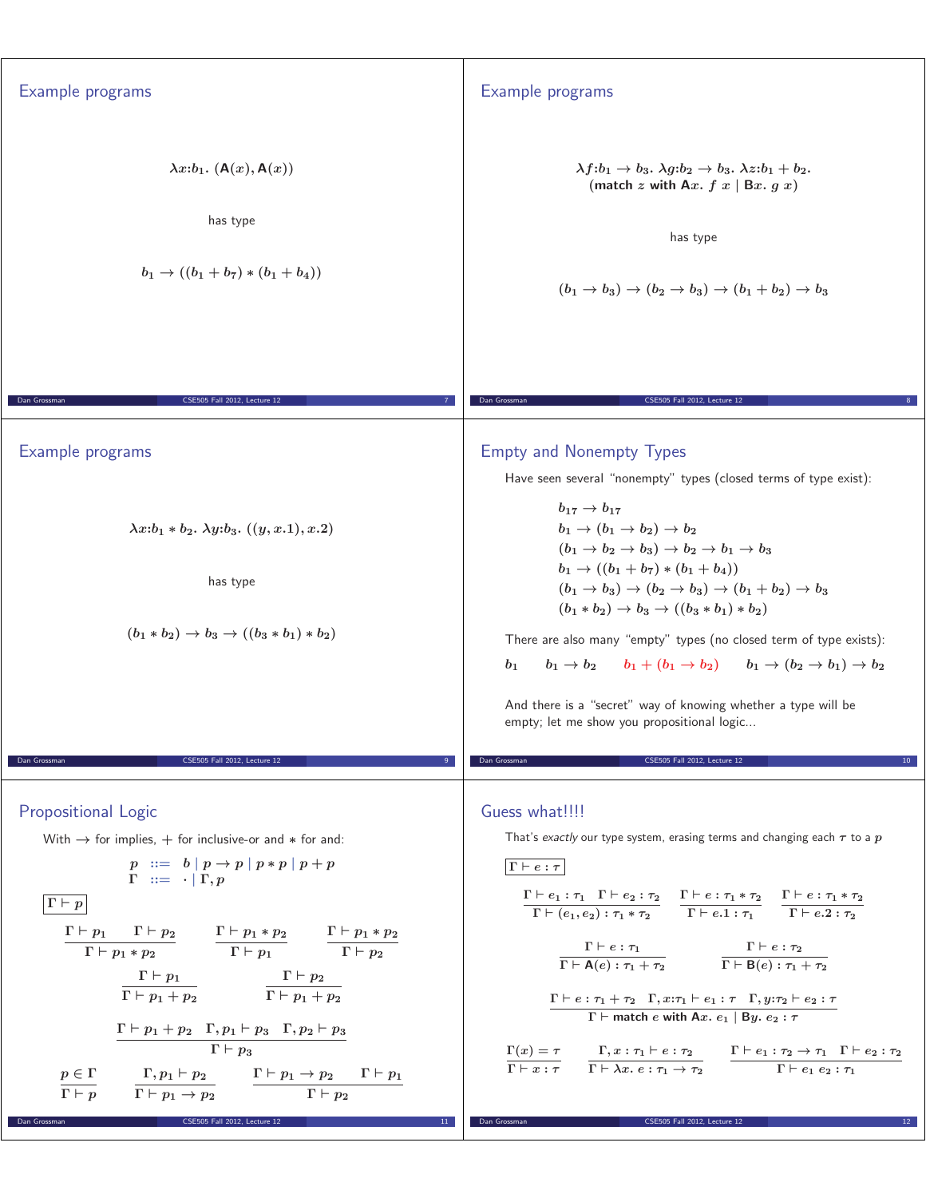## Example programs

$$\lambda x{:}b_1.\ (\mathsf{A}(x), \mathsf{A}(x))$$

has type

$$b_1 \to ((b_1 + b_7) * (b_1 + b_4))$$

## Example programs

$$\lambda f{:}b_1 \to b_3.\ \lambda g{:}b_2 \to b_3.\ \lambda z{:}b_1 + b_2.$$
$$(\textbf{match}\ z\ \textbf{with}\ \mathsf{A}x.\ f\ x \mid \mathsf{B}x.\ g\ x)$$

has type

$$(b_1 \to b_3) \to (b_2 \to b_3) \to (b_1 + b_2) \to b_3$$

## Example programs

$$\lambda x{:}b_1 * b_2.\ \lambda y{:}b_3.\ ((y, x.1), x.2)$$

has type

$$(b_1 * b_2) \to b_3 \to ((b_3 * b_1) * b_2)$$

## Empty and Nonempty Types

Have seen several "nonempty" types (closed terms of type exist):

$$b_{17} \to b_{17}$$
$$b_1 \to (b_1 \to b_2) \to b_2$$
$$(b_1 \to b_2 \to b_3) \to b_2 \to b_1 \to b_3$$
$$b_1 \to ((b_1 + b_7) * (b_1 + b_4))$$
$$(b_1 \to b_3) \to (b_2 \to b_3) \to (b_1 + b_2) \to b_3$$
$$(b_1 * b_2) \to b_3 \to ((b_3 * b_1) * b_2)$$

There are also many "empty" types (no closed term of type exists):

$b_1 \qquad b_1 \to b_2 \qquad b_1 + (b_1 \to b_2) \qquad b_1 \to (b_2 \to b_1) \to b_2$

And there is a "secret" way of knowing whether a type will be empty; let me show you propositional logic...

## Propositional Logic

With $\to$ for implies, $+$ for inclusive-or and $*$ for and:

$$p ::= b \mid p \to p \mid p * p \mid p + p$$
$$\Gamma ::= \cdot \mid \Gamma, p$$

$\boxed{\Gamma \vdash p}$

$$\frac{\Gamma \vdash p_1 \quad \Gamma \vdash p_2}{\Gamma \vdash p_1 * p_2} \qquad \frac{\Gamma \vdash p_1 * p_2}{\Gamma \vdash p_1} \qquad \frac{\Gamma \vdash p_1 * p_2}{\Gamma \vdash p_2}$$

$$\frac{\Gamma \vdash p_1}{\Gamma \vdash p_1 + p_2} \qquad \frac{\Gamma \vdash p_2}{\Gamma \vdash p_1 + p_2}$$

$$\frac{\Gamma \vdash p_1 + p_2 \quad \Gamma, p_1 \vdash p_3 \quad \Gamma, p_2 \vdash p_3}{\Gamma \vdash p_3}$$

$$\frac{p \in \Gamma}{\Gamma \vdash p} \qquad \frac{\Gamma, p_1 \vdash p_2}{\Gamma \vdash p_1 \to p_2} \qquad \frac{\Gamma \vdash p_1 \to p_2 \quad \Gamma \vdash p_1}{\Gamma \vdash p_2}$$

## Guess what!!!!

That's *exactly* our type system, erasing terms and changing each $\tau$ to a $p$

$\boxed{\Gamma \vdash e : \tau}$

$$\frac{\Gamma \vdash e_1 : \tau_1 \quad \Gamma \vdash e_2 : \tau_2}{\Gamma \vdash (e_1, e_2) : \tau_1 * \tau_2} \qquad \frac{\Gamma \vdash e : \tau_1 * \tau_2}{\Gamma \vdash e.1 : \tau_1} \qquad \frac{\Gamma \vdash e : \tau_1 * \tau_2}{\Gamma \vdash e.2 : \tau_2}$$

$$\frac{\Gamma \vdash e : \tau_1}{\Gamma \vdash \mathsf{A}(e) : \tau_1 + \tau_2} \qquad \frac{\Gamma \vdash e : \tau_2}{\Gamma \vdash \mathsf{B}(e) : \tau_1 + \tau_2}$$

$$\frac{\Gamma \vdash e : \tau_1 + \tau_2 \quad \Gamma, x{:}\tau_1 \vdash e_1 : \tau \quad \Gamma, y{:}\tau_2 \vdash e_2 : \tau}{\Gamma \vdash \textbf{match}\ e\ \textbf{with}\ \mathsf{A}x.\ e_1 \mid \mathsf{B}y.\ e_2 : \tau}$$

$$\frac{\Gamma(x) = \tau}{\Gamma \vdash x : \tau} \qquad \frac{\Gamma, x : \tau_1 \vdash e : \tau_2}{\Gamma \vdash \lambda x.\ e : \tau_1 \to \tau_2} \qquad \frac{\Gamma \vdash e_1 : \tau_2 \to \tau_1 \quad \Gamma \vdash e_2 : \tau_2}{\Gamma \vdash e_1\ e_2 : \tau_1}$$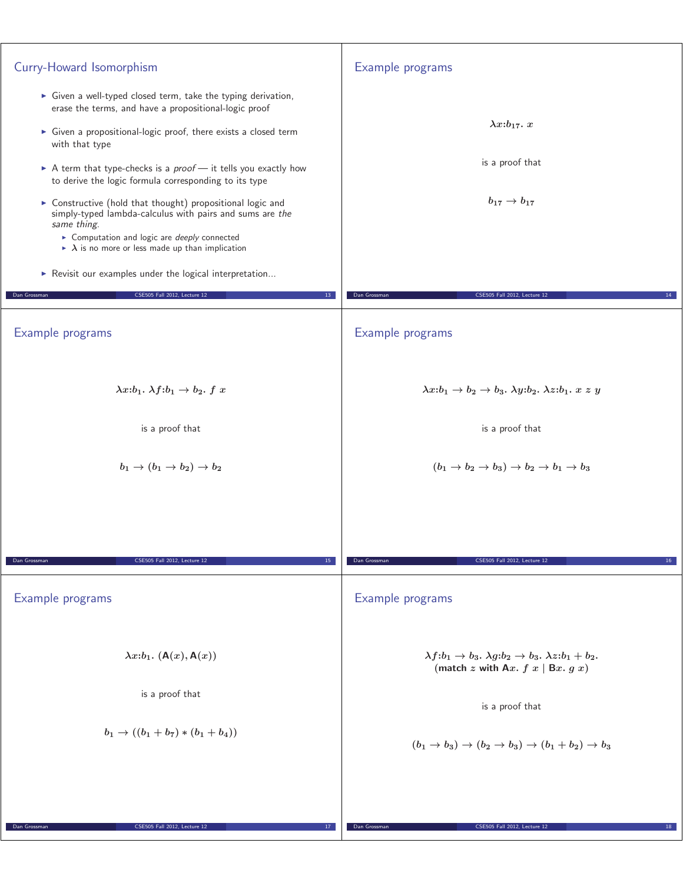## Curry-Howard Isomorphism

- Given a well-typed closed term, take the typing derivation, erase the terms, and have a propositional-logic proof
- Given a propositional-logic proof, there exists a closed term with that type
- A term that type-checks is a *proof* — it tells you exactly how to derive the logic formula corresponding to its type
- Constructive (hold that thought) propositional logic and simply-typed lambda-calculus with pairs and sums are *the same thing*.
  - Computation and logic are *deeply* connected
  - $\lambda$ is no more or less made up than implication
- Revisit our examples under the logical interpretation...

## Example programs

$$\lambda x{:}b_{17}.\ x$$

is a proof that

$$b_{17} \to b_{17}$$

## Example programs

$$\lambda x{:}b_1.\ \lambda f{:}b_1 \to b_2.\ f\ x$$

is a proof that

$$b_1 \to (b_1 \to b_2) \to b_2$$

## Example programs

$$\lambda x{:}b_1 \to b_2 \to b_3.\ \lambda y{:}b_2.\ \lambda z{:}b_1.\ x\ z\ y$$

is a proof that

$$(b_1 \to b_2 \to b_3) \to b_2 \to b_1 \to b_3$$

## Example programs

$$\lambda x{:}b_1.\ (\mathsf{A}(x), \mathsf{A}(x))$$

is a proof that

$$b_1 \to ((b_1 + b_7) * (b_1 + b_4))$$

## Example programs

$$\lambda f{:}b_1 \to b_3.\ \lambda g{:}b_2 \to b_3.\ \lambda z{:}b_1 + b_2.$$
$$(\textbf{match}\ z\ \textbf{with}\ \mathsf{A}x.\ f\ x \mid \mathsf{B}x.\ g\ x)$$

is a proof that

$$(b_1 \to b_3) \to (b_2 \to b_3) \to (b_1 + b_2) \to b_3$$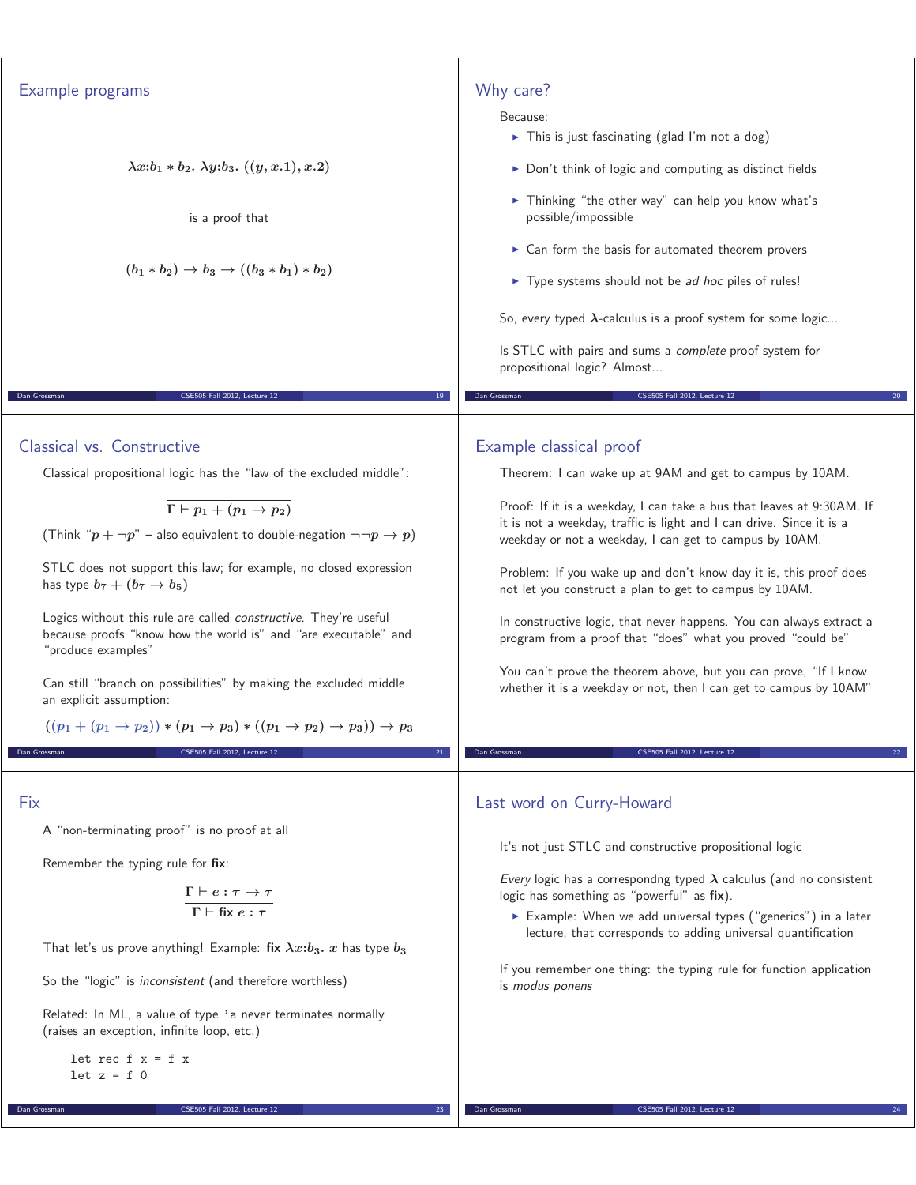## Example programs

$$\lambda x{:}b_1 * b_2.\ \lambda y{:}b_3.\ ((y, x.1), x.2)$$

is a proof that

$$(b_1 * b_2) \rightarrow b_3 \rightarrow ((b_3 * b_1) * b_2)$$

## Why care?

Because:

- This is just fascinating (glad I'm not a dog)
- Don't think of logic and computing as distinct fields
- Thinking "the other way" can help you know what's possible/impossible
- Can form the basis for automated theorem provers
- Type systems should not be *ad hoc* piles of rules!

So, every typed $\lambda$-calculus is a proof system for some logic...

Is STLC with pairs and sums a *complete* proof system for propositional logic? Almost...

## Classical vs. Constructive

Classical propositional logic has the "law of the excluded middle":

$$\frac{}{\Gamma \vdash p_1 + (p_1 \rightarrow p_2)}$$

(Think "$p + \neg p$" – also equivalent to double-negation $\neg\neg p \rightarrow p$)

STLC does not support this law; for example, no closed expression has type $b_7 + (b_7 \rightarrow b_5)$

Logics without this rule are called *constructive*. They're useful because proofs "know how the world is" and "are executable" and "produce examples"

Can still "branch on possibilities" by making the excluded middle an explicit assumption:

$$((p_1 + (p_1 \rightarrow p_2)) * (p_1 \rightarrow p_3) * ((p_1 \rightarrow p_2) \rightarrow p_3)) \rightarrow p_3$$

## Example classical proof

Theorem: I can wake up at 9AM and get to campus by 10AM.

Proof: If it is a weekday, I can take a bus that leaves at 9:30AM. If it is not a weekday, traffic is light and I can drive. Since it is a weekday or not a weekday, I can get to campus by 10AM.

Problem: If you wake up and don't know day it is, this proof does not let you construct a plan to get to campus by 10AM.

In constructive logic, that never happens. You can always extract a program from a proof that "does" what you proved "could be"

You can't prove the theorem above, but you can prove, "If I know whether it is a weekday or not, then I can get to campus by 10AM"

## Fix

A "non-terminating proof" is no proof at all

Remember the typing rule for **fix**:

$$\frac{\Gamma \vdash e : \tau \rightarrow \tau}{\Gamma \vdash \textbf{fix}\ e : \tau}$$

That let's us prove anything! Example: $\textbf{fix}\ \lambda x{:}b_3.\ x$ has type $b_3$

So the "logic" is *inconsistent* (and therefore worthless)

Related: In ML, a value of type 'a never terminates normally (raises an exception, infinite loop, etc.)

```
let rec f x = f x
let z = f 0
```

## Last word on Curry-Howard

It's not just STLC and constructive propositional logic

*Every* logic has a correspondng typed $\lambda$ calculus (and no consistent logic has something as "powerful" as **fix**).

- Example: When we add universal types ("generics") in a later lecture, that corresponds to adding universal quantification

If you remember one thing: the typing rule for function application is *modus ponens*